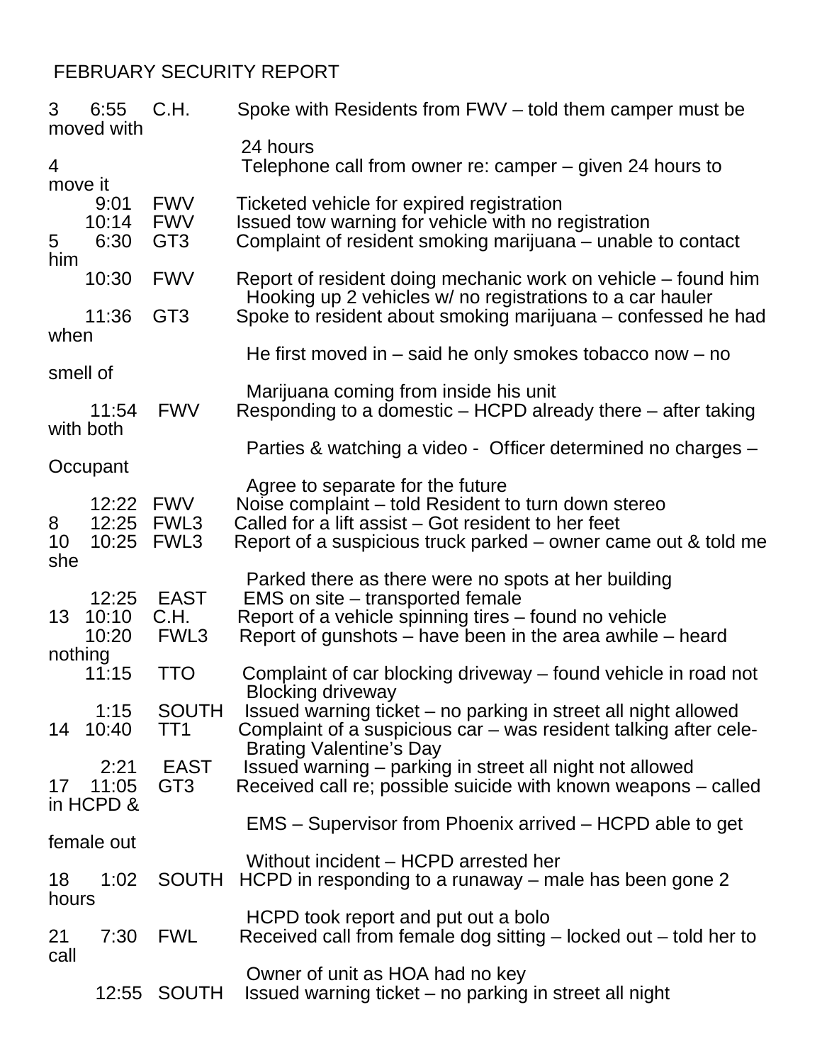# FEBRUARY SECURITY REPORT

| Date | Time | Location | Description |
|---|---|---|---|
| 3 | 6:55 | C.H. | Spoke with Residents from FWV – told them camper must be moved with 24 hours |
| 4 | | | Telephone call from owner re: camper – given 24 hours to move it |
| | 9:01 | FWV | Ticketed vehicle for expired registration |
| | 10:14 | FWV | Issued tow warning for vehicle with no registration |
| 5 | 6:30 | GT3 | Complaint of resident smoking marijuana – unable to contact him |
| | 10:30 | FWV | Report of resident doing mechanic work on vehicle – found him Hooking up 2 vehicles w/ no registrations to a car hauler |
| | 11:36 | GT3 | Spoke to resident about smoking marijuana – confessed he had when He first moved in – said he only smokes tobacco now – no smell of Marijuana coming from inside his unit |
| | 11:54 | FWV | Responding to a domestic – HCPD already there – after taking with both Parties & watching a video - Officer determined no charges – Occupant Agree to separate for the future |
| | 12:22 | FWV | Noise complaint – told Resident to turn down stereo |
| 8 | 12:25 | FWL3 | Called for a lift assist – Got resident to her feet |
| 10 | 10:25 | FWL3 | Report of a suspicious truck parked – owner came out & told me she Parked there as there were no spots at her building |
| | 12:25 | EAST | EMS on site – transported female |
| 13 | 10:10 | C.H. | Report of a vehicle spinning tires – found no vehicle |
| | 10:20 | FWL3 | Report of gunshots – have been in the area awhile – heard nothing |
| | 11:15 | TTO | Complaint of car blocking driveway – found vehicle in road not Blocking driveway |
| | 1:15 | SOUTH | Issued warning ticket – no parking in street all night allowed |
| 14 | 10:40 | TT1 | Complaint of a suspicious car – was resident talking after cele-Brating Valentine's Day |
| | 2:21 | EAST | Issued warning – parking in street all night not allowed |
| 17 | 11:05 | GT3 | Received call re; possible suicide with known weapons – called in HCPD & EMS – Supervisor from Phoenix arrived – HCPD able to get female out Without incident – HCPD arrested her |
| 18 | 1:02 | SOUTH | HCPD in responding to a runaway – male has been gone 2 hours HCPD took report and put out a bolo |
| 21 | 7:30 | FWL | Received call from female dog sitting – locked out – told her to call Owner of unit as HOA had no key |
| | 12:55 | SOUTH | Issued warning ticket – no parking in street all night |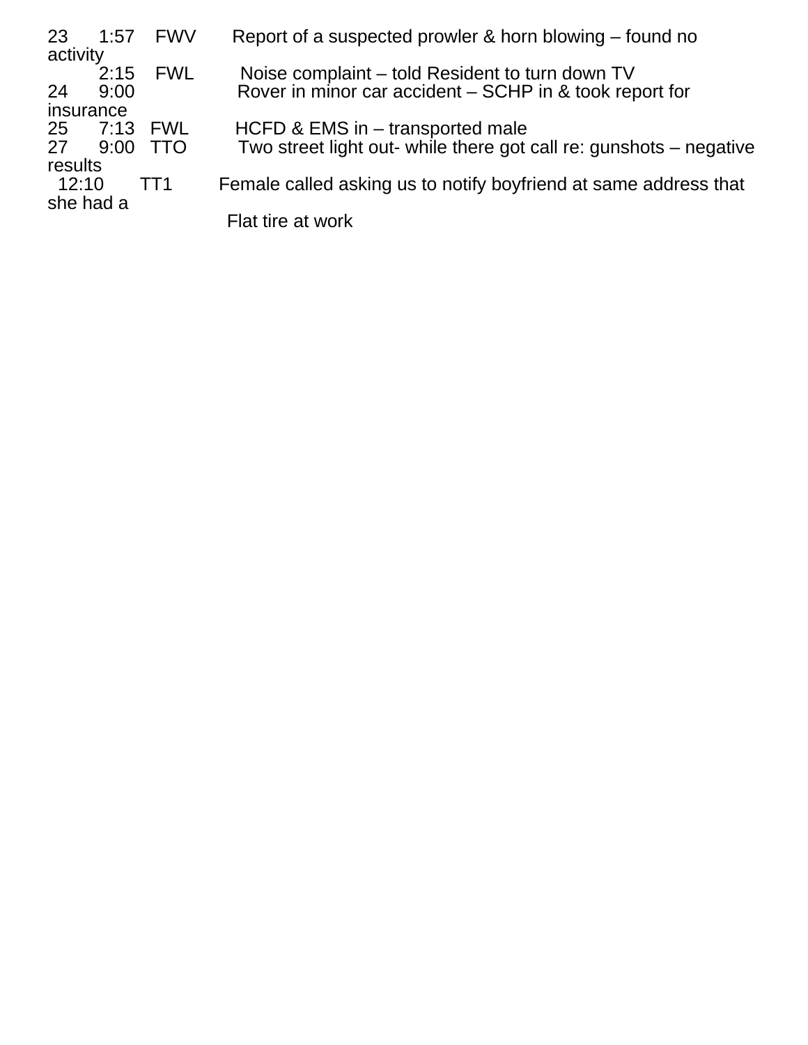| | | | |
|---|---|---|---|
| 23 | 1:57 | FWV | Report of a suspected prowler & horn blowing – found no activity |
| | 2:15 | FWL | Noise complaint – told Resident to turn down TV |
| 24 | 9:00 | | Rover in minor car accident – SCHP in & took report for insurance |
| 25 | 7:13 | FWL | HCFD & EMS in – transported male |
| 27 | 9:00 | TTO | Two street light out- while there got call re: gunshots – negative results |
| | 12:10 | TT1 | Female called asking us to notify boyfriend at same address that she had a Flat tire at work |